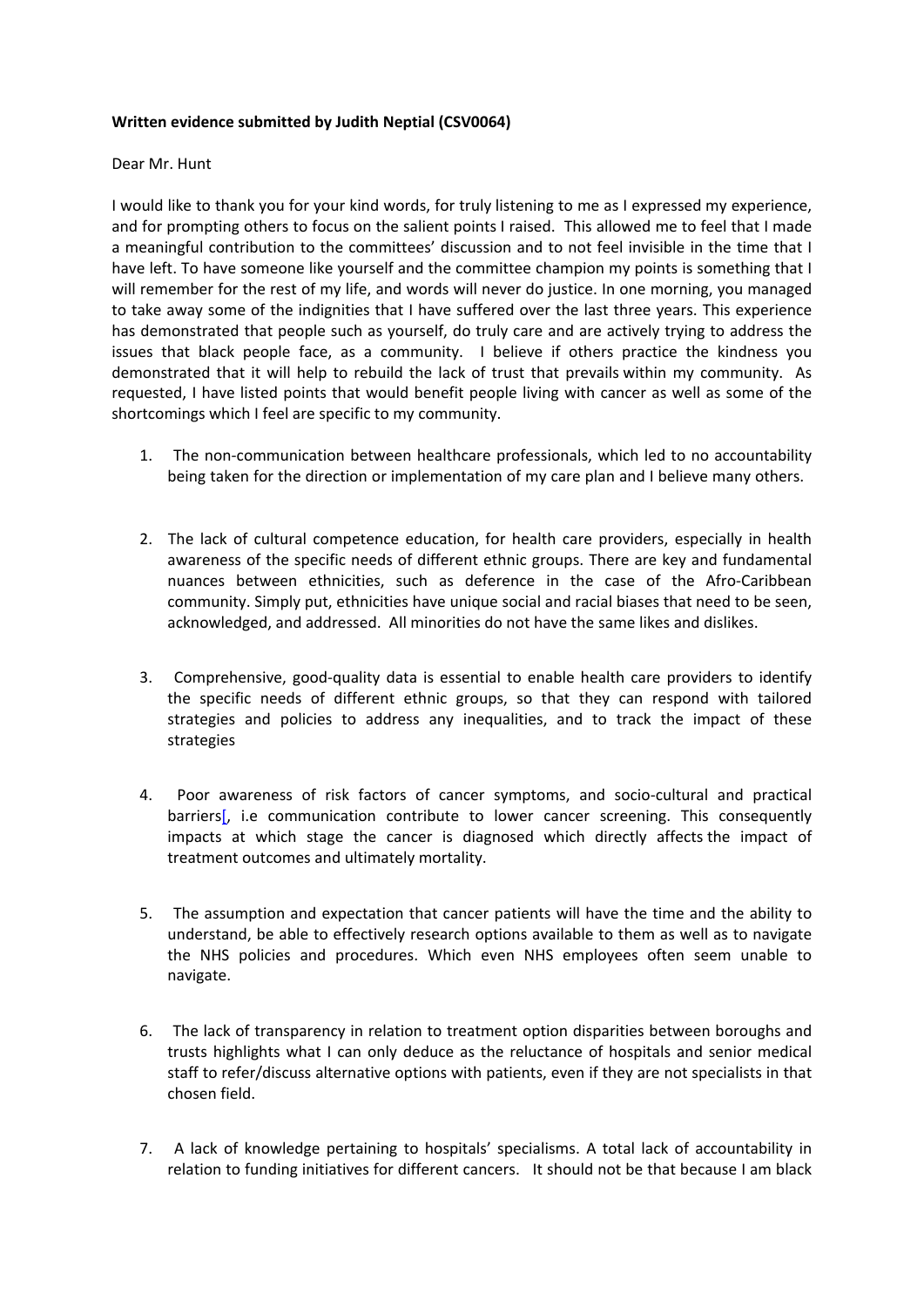**Written evidence submitted by Judith Neptial (CSV0064)**

Dear Mr. Hunt

I would like to thank you for your kind words, for truly listening to me as I expressed my experience, and for prompting others to focus on the salient points I raised. This allowed me to feel that I made a meaningful contribution to the committees' discussion and to not feel invisible in the time that I have left. To have someone like yourself and the committee champion my points is something that I will remember for the rest of my life, and words will never do justice. In one morning, you managed to take away some of the indignities that I have suffered over the last three years. This experience has demonstrated that people such as yourself, do truly care and are actively trying to address the issues that black people face, as a community. I believe if others practice the kindness you demonstrated that it will help to rebuild the lack of trust that prevails within my community. As requested, I have listed points that would benefit people living with cancer as well as some of the shortcomings which I feel are specific to my community.

1. The non-communication between healthcare professionals, which led to no accountability being taken for the direction or implementation of my care plan and I believe many others.

2. The lack of cultural competence education, for health care providers, especially in health awareness of the specific needs of different ethnic groups. There are key and fundamental nuances between ethnicities, such as deference in the case of the Afro-Caribbean community. Simply put, ethnicities have unique social and racial biases that need to be seen, acknowledged, and addressed. All minorities do not have the same likes and dislikes.

3. Comprehensive, good-quality data is essential to enable health care providers to identify the specific needs of different ethnic groups, so that they can respond with tailored strategies and policies to address any inequalities, and to track the impact of these strategies

4. Poor awareness of risk factors of cancer symptoms, and socio-cultural and practical barriers[, i.e communication contribute to lower cancer screening. This consequently impacts at which stage the cancer is diagnosed which directly affects the impact of treatment outcomes and ultimately mortality.

5. The assumption and expectation that cancer patients will have the time and the ability to understand, be able to effectively research options available to them as well as to navigate the NHS policies and procedures. Which even NHS employees often seem unable to navigate.

6. The lack of transparency in relation to treatment option disparities between boroughs and trusts highlights what I can only deduce as the reluctance of hospitals and senior medical staff to refer/discuss alternative options with patients, even if they are not specialists in that chosen field.

7. A lack of knowledge pertaining to hospitals' specialisms. A total lack of accountability in relation to funding initiatives for different cancers. It should not be that because I am black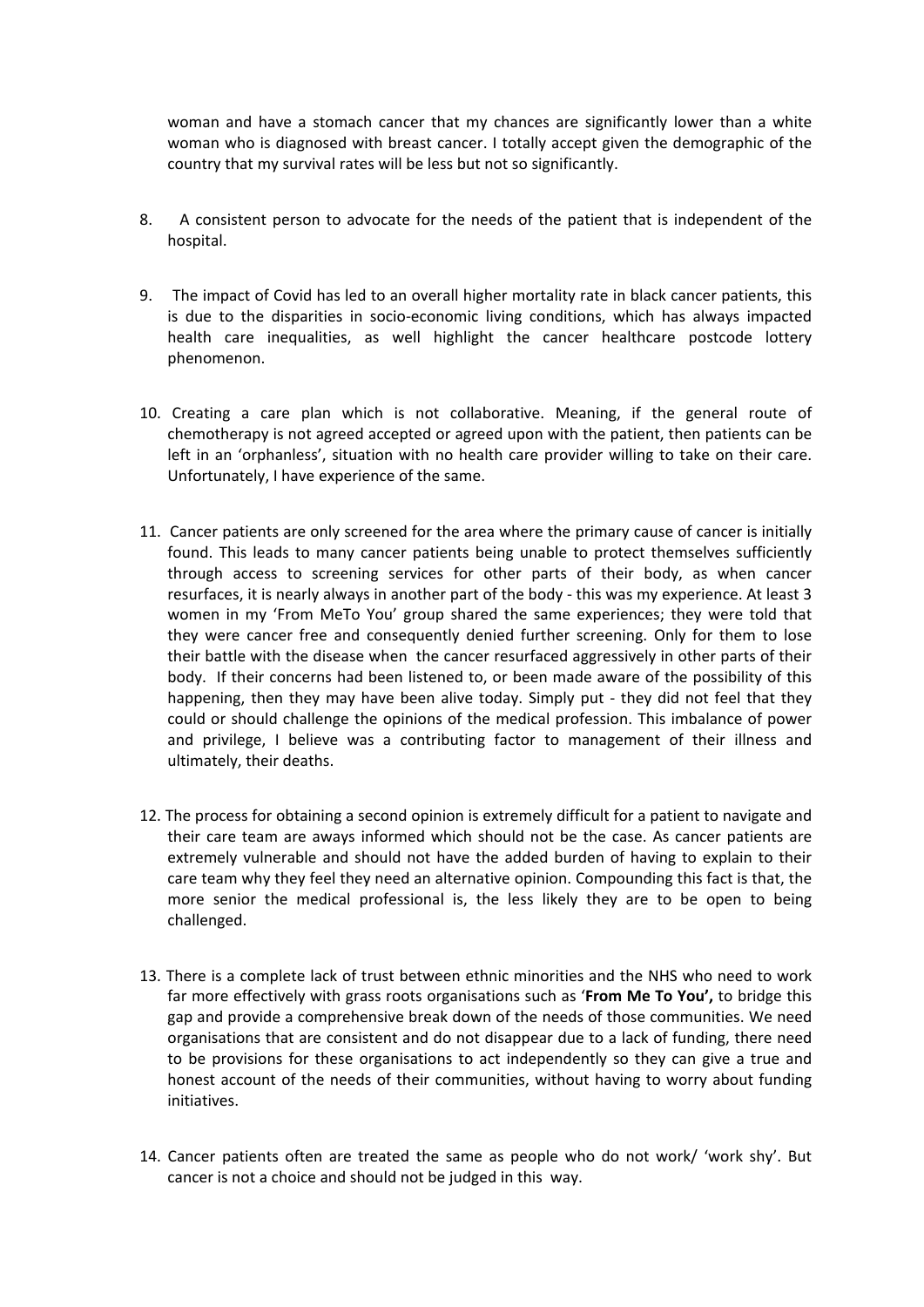woman and have a stomach cancer that my chances are significantly lower than a white woman who is diagnosed with breast cancer. I totally accept given the demographic of the country that my survival rates will be less but not so significantly.

8. A consistent person to advocate for the needs of the patient that is independent of the hospital.

9. The impact of Covid has led to an overall higher mortality rate in black cancer patients, this is due to the disparities in socio-economic living conditions, which has always impacted health care inequalities, as well highlight the cancer healthcare postcode lottery phenomenon.

10. Creating a care plan which is not collaborative. Meaning, if the general route of chemotherapy is not agreed accepted or agreed upon with the patient, then patients can be left in an 'orphanless', situation with no health care provider willing to take on their care. Unfortunately, I have experience of the same.

11. Cancer patients are only screened for the area where the primary cause of cancer is initially found. This leads to many cancer patients being unable to protect themselves sufficiently through access to screening services for other parts of their body, as when cancer resurfaces, it is nearly always in another part of the body - this was my experience. At least 3 women in my 'From MeTo You' group shared the same experiences; they were told that they were cancer free and consequently denied further screening. Only for them to lose their battle with the disease when the cancer resurfaced aggressively in other parts of their body. If their concerns had been listened to, or been made aware of the possibility of this happening, then they may have been alive today. Simply put - they did not feel that they could or should challenge the opinions of the medical profession. This imbalance of power and privilege, I believe was a contributing factor to management of their illness and ultimately, their deaths.

12. The process for obtaining a second opinion is extremely difficult for a patient to navigate and their care team are aways informed which should not be the case. As cancer patients are extremely vulnerable and should not have the added burden of having to explain to their care team why they feel they need an alternative opinion. Compounding this fact is that, the more senior the medical professional is, the less likely they are to be open to being challenged.

13. There is a complete lack of trust between ethnic minorities and the NHS who need to work far more effectively with grass roots organisations such as '**From Me To You',** to bridge this gap and provide a comprehensive break down of the needs of those communities. We need organisations that are consistent and do not disappear due to a lack of funding, there need to be provisions for these organisations to act independently so they can give a true and honest account of the needs of their communities, without having to worry about funding initiatives.

14. Cancer patients often are treated the same as people who do not work/ 'work shy'. But cancer is not a choice and should not be judged in this way.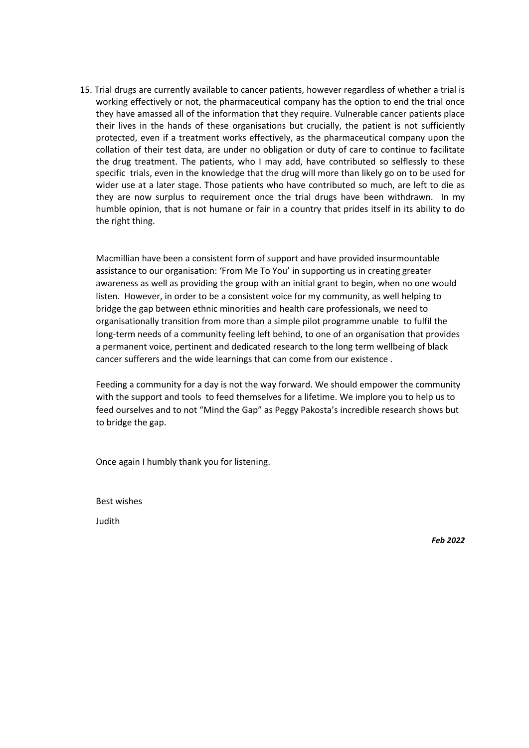15. Trial drugs are currently available to cancer patients, however regardless of whether a trial is working effectively or not, the pharmaceutical company has the option to end the trial once they have amassed all of the information that they require. Vulnerable cancer patients place their lives in the hands of these organisations but crucially, the patient is not sufficiently protected, even if a treatment works effectively, as the pharmaceutical company upon the collation of their test data, are under no obligation or duty of care to continue to facilitate the drug treatment. The patients, who I may add, have contributed so selflessly to these specific trials, even in the knowledge that the drug will more than likely go on to be used for wider use at a later stage. Those patients who have contributed so much, are left to die as they are now surplus to requirement once the trial drugs have been withdrawn. In my humble opinion, that is not humane or fair in a country that prides itself in its ability to do the right thing.

Macmillian have been a consistent form of support and have provided insurmountable assistance to our organisation: 'From Me To You' in supporting us in creating greater awareness as well as providing the group with an initial grant to begin, when no one would listen. However, in order to be a consistent voice for my community, as well helping to bridge the gap between ethnic minorities and health care professionals, we need to organisationally transition from more than a simple pilot programme unable to fulfil the long-term needs of a community feeling left behind, to one of an organisation that provides a permanent voice, pertinent and dedicated research to the long term wellbeing of black cancer sufferers and the wide learnings that can come from our existence .

Feeding a community for a day is not the way forward. We should empower the community with the support and tools to feed themselves for a lifetime. We implore you to help us to feed ourselves and to not "Mind the Gap" as Peggy Pakosta's incredible research shows but to bridge the gap.

Once again I humbly thank you for listening.

Best wishes

Judith

***Feb 2022***